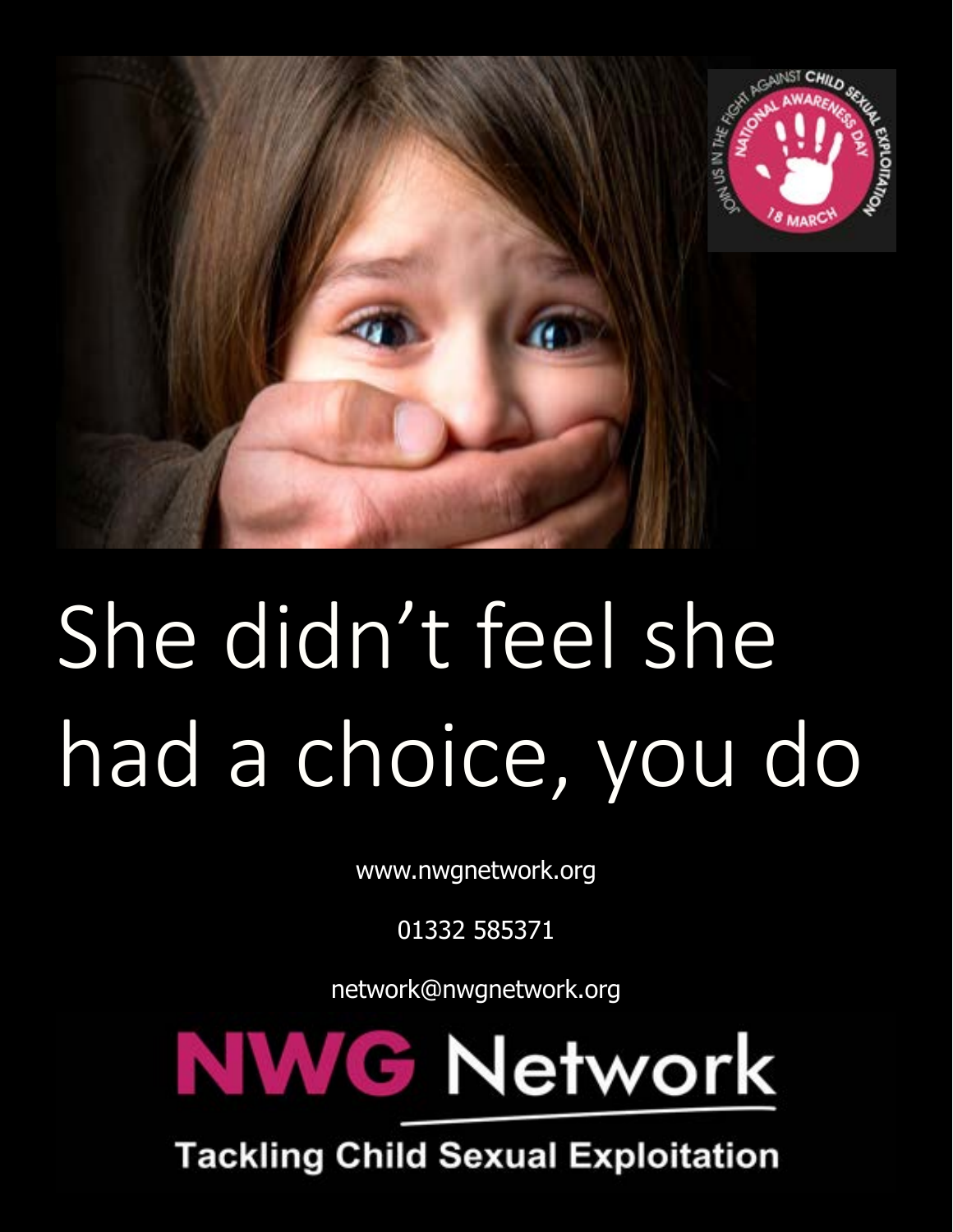# She didn't feel she had a choice, you do

www.nwgnetwork.org

01332 585371

network@nwgnetwork.org

**NWG Network**

**Tackling Child Sexual Exploitation**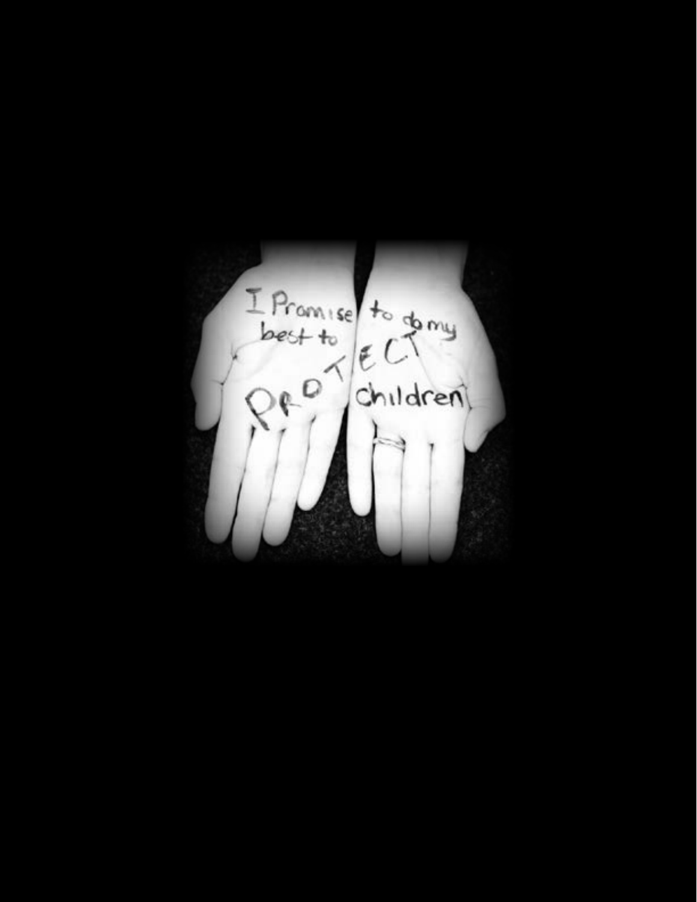I Promise to do my best to PROTECT children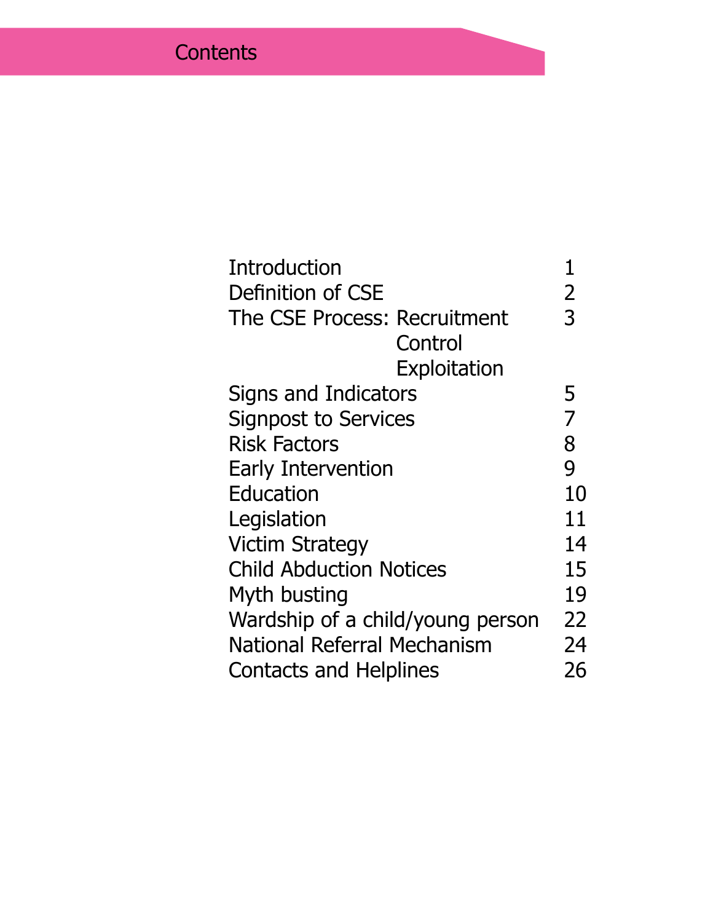# Contents

| | |
|---|---|
| Introduction | 1 |
| Definition of CSE | 2 |
| The CSE Process: Recruitment<br>Control<br>Exploitation | 3 |
| Signs and Indicators | 5 |
| Signpost to Services | 7 |
| Risk Factors | 8 |
| Early Intervention | 9 |
| Education | 10 |
| Legislation | 11 |
| Victim Strategy | 14 |
| Child Abduction Notices | 15 |
| Myth busting | 19 |
| Wardship of a child/young person | 22 |
| National Referral Mechanism | 24 |
| Contacts and Helplines | 26 |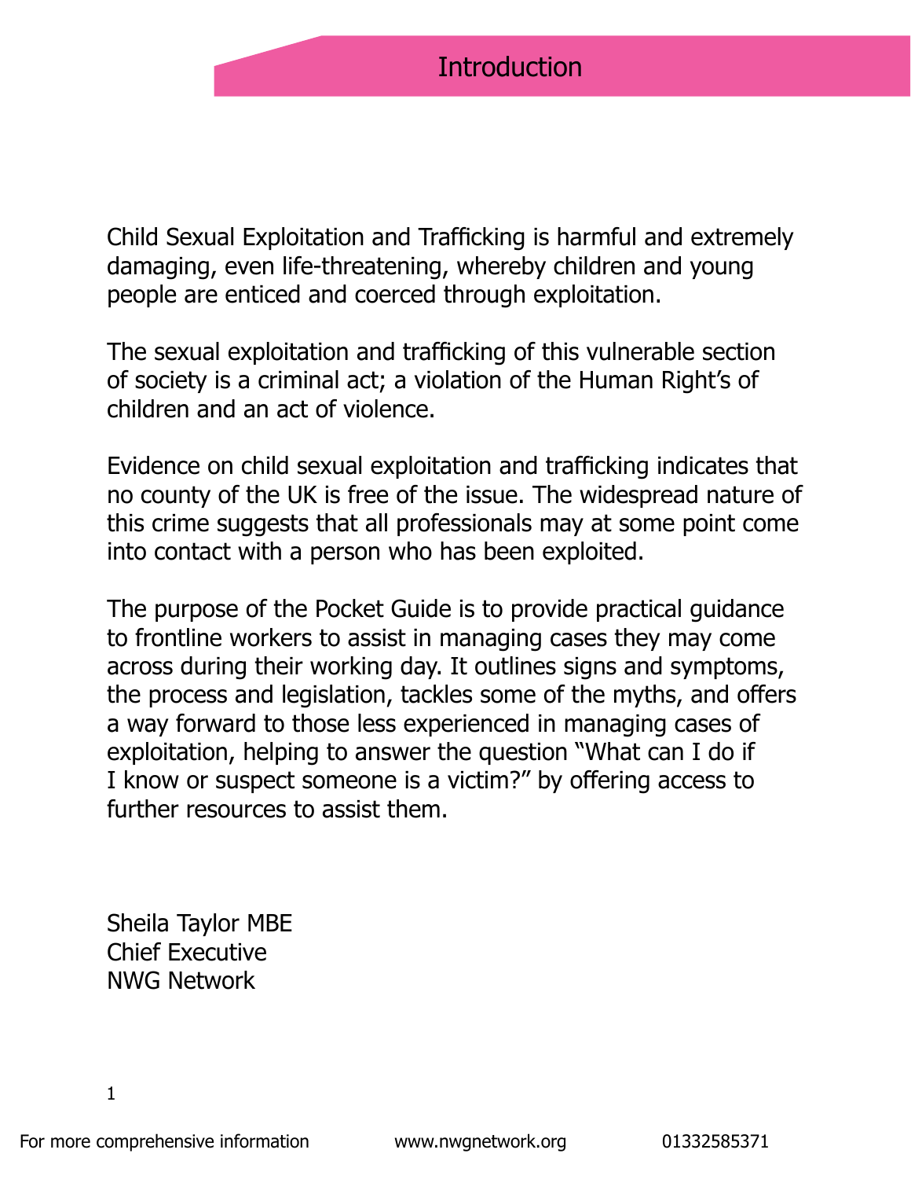# Introduction

Child Sexual Exploitation and Trafficking is harmful and extremely damaging, even life-threatening, whereby children and young people are enticed and coerced through exploitation.

The sexual exploitation and trafficking of this vulnerable section of society is a criminal act; a violation of the Human Right's of children and an act of violence.

Evidence on child sexual exploitation and trafficking indicates that no county of the UK is free of the issue. The widespread nature of this crime suggests that all professionals may at some point come into contact with a person who has been exploited.

The purpose of the Pocket Guide is to provide practical guidance to frontline workers to assist in managing cases they may come across during their working day. It outlines signs and symptoms, the process and legislation, tackles some of the myths, and offers a way forward to those less experienced in managing cases of exploitation, helping to answer the question "What can I do if I know or suspect someone is a victim?" by offering access to further resources to assist them.

Sheila Taylor MBE
Chief Executive
NWG Network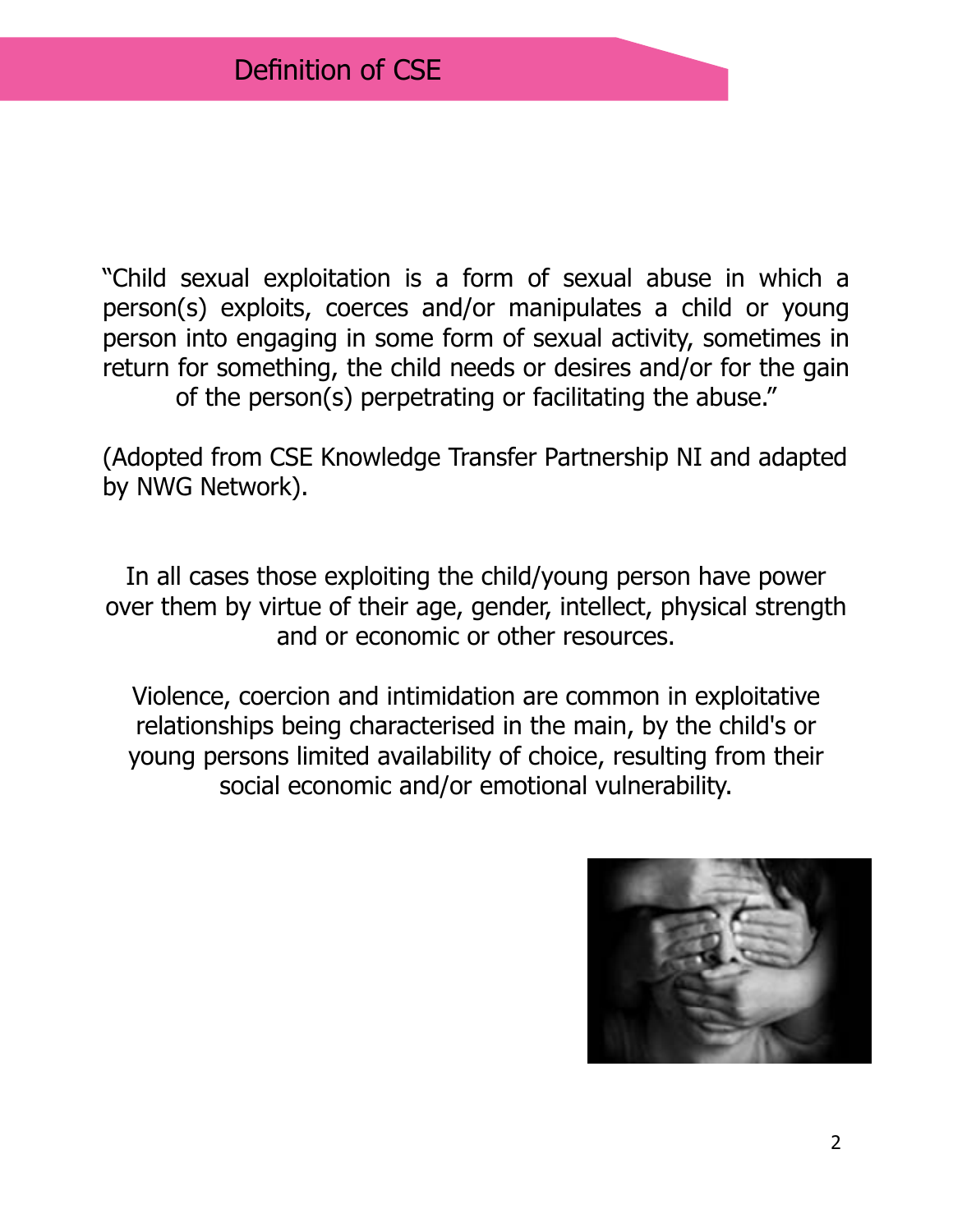# Definition of CSE

"Child sexual exploitation is a form of sexual abuse in which a person(s) exploits, coerces and/or manipulates a child or young person into engaging in some form of sexual activity, sometimes in return for something, the child needs or desires and/or for the gain of the person(s) perpetrating or facilitating the abuse."

(Adopted from CSE Knowledge Transfer Partnership NI and adapted by NWG Network).

In all cases those exploiting the child/young person have power over them by virtue of their age, gender, intellect, physical strength and or economic or other resources.

Violence, coercion and intimidation are common in exploitative relationships being characterised in the main, by the child's or young persons limited availability of choice, resulting from their social economic and/or emotional vulnerability.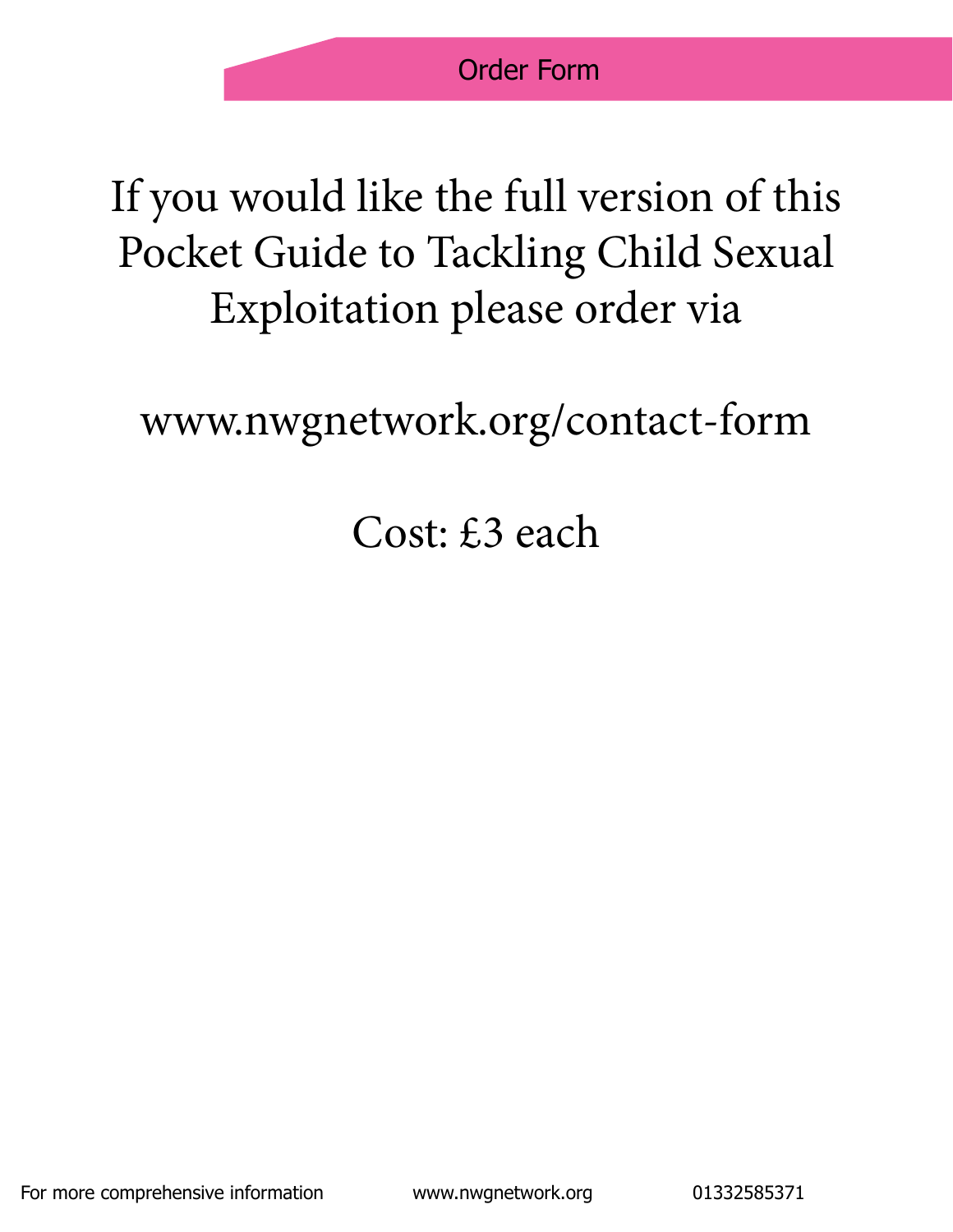## Order Form

If you would like the full version of this Pocket Guide to Tackling Child Sexual Exploitation please order via

www.nwgnetwork.org/contact-form

Cost: £3 each